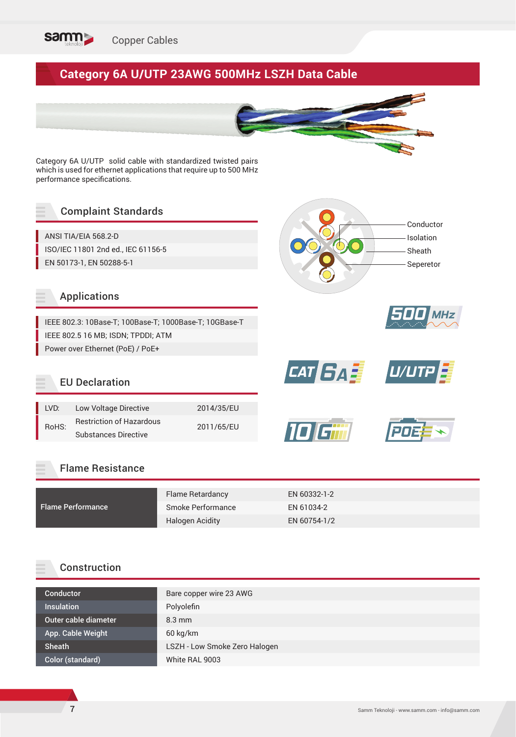Copper Cables

# Category 6A U/UTP 23AWG 500MHz LSZH Data Cable

Category 6A U/UTP solid cable with standardized twisted pairs which is used for ethernet applications that require up to 500 MHz performance specifications.

Conductor
Isolation
Sheath
Seperetor

## Complaint Standards

- ANSI TIA/EIA 568.2-D
- ISO/IEC 11801 2nd ed., IEC 61156-5
- EN 50173-1, EN 50288-5-1

## Applications

- IEEE 802.3: 10Base-T; 100Base-T; 1000Base-T; 10GBase-T
- IEEE 802.5 16 MB; ISDN; TPDDI; ATM
- Power over Ethernet (PoE) / PoE+

## EU Declaration

| | | |
|---|---|---|
| LVD: | Low Voltage Directive | 2014/35/EU |
| RoHS: | Restriction of Hazardous Substances Directive | 2011/65/EU |

## Flame Resistance

| | | |
|---|---|---|
| Flame Performance | Flame Retardancy | EN 60332-1-2 |
| | Smoke Performance | EN 61034-2 |
| | Halogen Acidity | EN 60754-1/2 |

## Construction

| | |
|---|---|
| Conductor | Bare copper wire 23 AWG |
| Insulation | Polyolefin |
| Outer cable diameter | 8.3 mm |
| App. Cable Weight | 60 kg/km |
| Sheath | LSZH - Low Smoke Zero Halogen |
| Color (standard) | White RAL 9003 |

Samm Teknoloji - www.samm.com - info@samm.com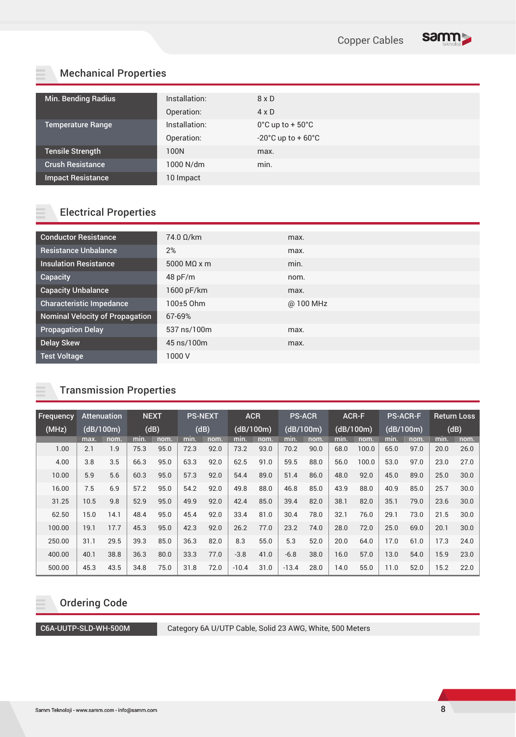## Mechanical Properties

| | | |
|---|---|---|
| Min. Bending Radius | Installation: | 8 x D |
| | Operation: | 4 x D |
| Temperature Range | Installation: | 0°C up to + 50°C |
| | Operation: | -20°C up to + 60°C |
| Tensile Strength | 100N | max. |
| Crush Resistance | 1000 N/dm | min. |
| Impact Resistance | 10 Impact | |

## Electrical Properties

| | | |
|---|---|---|
| Conductor Resistance | 74.0 Ω/km | max. |
| Resistance Unbalance | 2% | max. |
| Insulation Resistance | 5000 MΩ x m | min. |
| Capacity | 48 pF/m | nom. |
| Capacity Unbalance | 1600 pF/km | max. |
| Characteristic Impedance | 100±5 Ohm | @ 100 MHz |
| Nominal Velocity of Propagation | 67-69% | |
| Propagation Delay | 537 ns/100m | max. |
| Delay Skew | 45 ns/100m | max. |
| Test Voltage | 1000 V | |

## Transmission Properties

| Frequency (MHz) | Attenuation (dB/100m) | | NEXT (dB) | | PS-NEXT (dB) | | ACR (dB/100m) | | PS-ACR (dB/100m) | | ACR-F (dB/100m) | | PS-ACR-F (dB/100m) | | Return Loss (dB) | |
|---|---|---|---|---|---|---|---|---|---|---|---|---|---|---|---|---|
| | max. | nom. | min. | nom. | min. | nom. | min. | nom. | min. | nom. | min. | nom. | min. | nom. | min. | nom. |
| 1.00 | 2.1 | 1.9 | 75.3 | 95.0 | 72.3 | 92.0 | 73.2 | 93.0 | 70.2 | 90.0 | 68.0 | 100.0 | 65.0 | 97.0 | 20.0 | 26.0 |
| 4.00 | 3.8 | 3.5 | 66.3 | 95.0 | 63.3 | 92.0 | 62.5 | 91.0 | 59.5 | 88.0 | 56.0 | 100.0 | 53.0 | 97.0 | 23.0 | 27.0 |
| 10.00 | 5.9 | 5.6 | 60.3 | 95.0 | 57.3 | 92.0 | 54.4 | 89.0 | 51.4 | 86.0 | 48.0 | 92.0 | 45.0 | 89.0 | 25.0 | 30.0 |
| 16.00 | 7.5 | 6.9 | 57.2 | 95.0 | 54.2 | 92.0 | 49.8 | 88.0 | 46.8 | 85.0 | 43.9 | 88.0 | 40.9 | 85.0 | 25.7 | 30.0 |
| 31.25 | 10.5 | 9.8 | 52.9 | 95.0 | 49.9 | 92.0 | 42.4 | 85.0 | 39.4 | 82.0 | 38.1 | 82.0 | 35.1 | 79.0 | 23.6 | 30.0 |
| 62.50 | 15.0 | 14.1 | 48.4 | 95.0 | 45.4 | 92.0 | 33.4 | 81.0 | 30.4 | 78.0 | 32.1 | 76.0 | 29.1 | 73.0 | 21.5 | 30.0 |
| 100.00 | 19.1 | 17.7 | 45.3 | 95.0 | 42.3 | 92.0 | 26.2 | 77.0 | 23.2 | 74.0 | 28.0 | 72.0 | 25.0 | 69.0 | 20.1 | 30.0 |
| 250.00 | 31.1 | 29.5 | 39.3 | 85.0 | 36.3 | 82.0 | 8.3 | 55.0 | 5.3 | 52.0 | 20.0 | 64.0 | 17.0 | 61.0 | 17.3 | 24.0 |
| 400.00 | 40.1 | 38.8 | 36.3 | 80.0 | 33.3 | 77.0 | -3.8 | 41.0 | -6.8 | 38.0 | 16.0 | 57.0 | 13.0 | 54.0 | 15.9 | 23.0 |
| 500.00 | 45.3 | 43.5 | 34.8 | 75.0 | 31.8 | 72.0 | -10.4 | 31.0 | -13.4 | 28.0 | 14.0 | 55.0 | 11.0 | 52.0 | 15.2 | 22.0 |

## Ordering Code

| | |
|---|---|
| C6A-UUTP-SLD-WH-500M | Category 6A U/UTP Cable, Solid 23 AWG, White, 500 Meters |